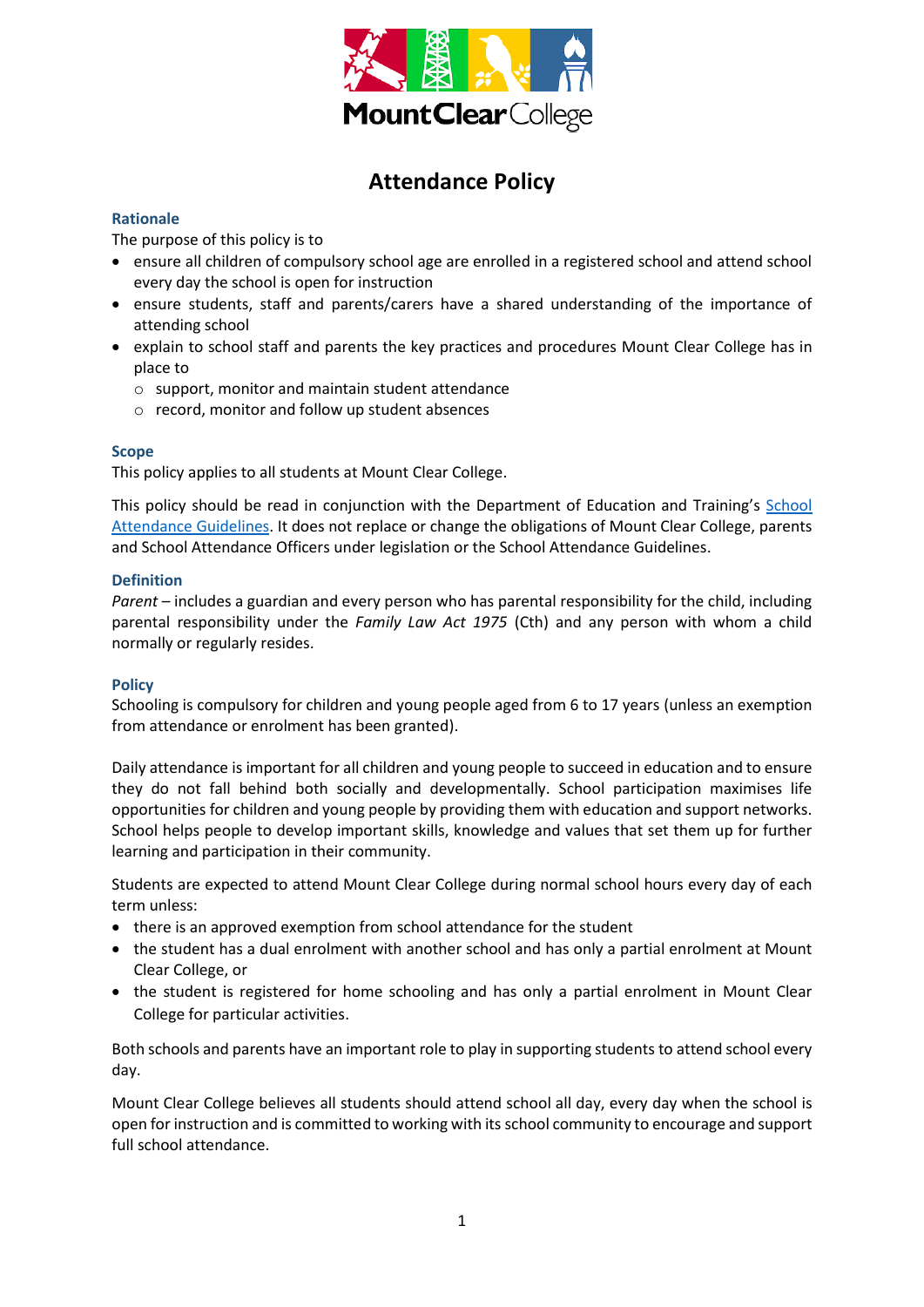# Attendance Policy

## Rationale

The purpose of this policy is to

- ensure all children of compulsory school age are enrolled in a registered school and attend school every day the school is open for instruction
- ensure students, staff and parents/carers have a shared understanding of the importance of attending school
- explain to school staff and parents the key practices and procedures Mount Clear College has in place to
  - support, monitor and maintain student attendance
  - record, monitor and follow up student absences

## Scope

This policy applies to all students at Mount Clear College.

This policy should be read in conjunction with the Department of Education and Training's [School Attendance Guidelines](). It does not replace or change the obligations of Mount Clear College, parents and School Attendance Officers under legislation or the School Attendance Guidelines.

## Definition

*Parent* – includes a guardian and every person who has parental responsibility for the child, including parental responsibility under the *Family Law Act 1975* (Cth) and any person with whom a child normally or regularly resides.

## Policy

Schooling is compulsory for children and young people aged from 6 to 17 years (unless an exemption from attendance or enrolment has been granted).

Daily attendance is important for all children and young people to succeed in education and to ensure they do not fall behind both socially and developmentally. School participation maximises life opportunities for children and young people by providing them with education and support networks. School helps people to develop important skills, knowledge and values that set them up for further learning and participation in their community.

Students are expected to attend Mount Clear College during normal school hours every day of each term unless:

- there is an approved exemption from school attendance for the student
- the student has a dual enrolment with another school and has only a partial enrolment at Mount Clear College, or
- the student is registered for home schooling and has only a partial enrolment in Mount Clear College for particular activities.

Both schools and parents have an important role to play in supporting students to attend school every day.

Mount Clear College believes all students should attend school all day, every day when the school is open for instruction and is committed to working with its school community to encourage and support full school attendance.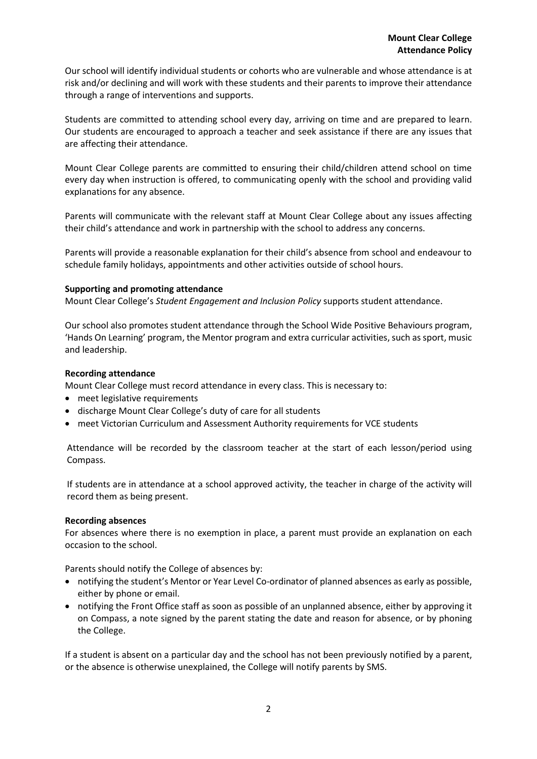Our school will identify individual students or cohorts who are vulnerable and whose attendance is at risk and/or declining and will work with these students and their parents to improve their attendance through a range of interventions and supports.

Students are committed to attending school every day, arriving on time and are prepared to learn. Our students are encouraged to approach a teacher and seek assistance if there are any issues that are affecting their attendance.

Mount Clear College parents are committed to ensuring their child/children attend school on time every day when instruction is offered, to communicating openly with the school and providing valid explanations for any absence.

Parents will communicate with the relevant staff at Mount Clear College about any issues affecting their child's attendance and work in partnership with the school to address any concerns.

Parents will provide a reasonable explanation for their child's absence from school and endeavour to schedule family holidays, appointments and other activities outside of school hours.

**Supporting and promoting attendance**

Mount Clear College's *Student Engagement and Inclusion Policy* supports student attendance.

Our school also promotes student attendance through the School Wide Positive Behaviours program, 'Hands On Learning' program, the Mentor program and extra curricular activities, such as sport, music and leadership.

**Recording attendance**

Mount Clear College must record attendance in every class. This is necessary to:

- meet legislative requirements
- discharge Mount Clear College's duty of care for all students
- meet Victorian Curriculum and Assessment Authority requirements for VCE students

Attendance will be recorded by the classroom teacher at the start of each lesson/period using Compass.

If students are in attendance at a school approved activity, the teacher in charge of the activity will record them as being present.

**Recording absences**

For absences where there is no exemption in place, a parent must provide an explanation on each occasion to the school.

Parents should notify the College of absences by:

- notifying the student's Mentor or Year Level Co-ordinator of planned absences as early as possible, either by phone or email.
- notifying the Front Office staff as soon as possible of an unplanned absence, either by approving it on Compass, a note signed by the parent stating the date and reason for absence, or by phoning the College.

If a student is absent on a particular day and the school has not been previously notified by a parent, or the absence is otherwise unexplained, the College will notify parents by SMS.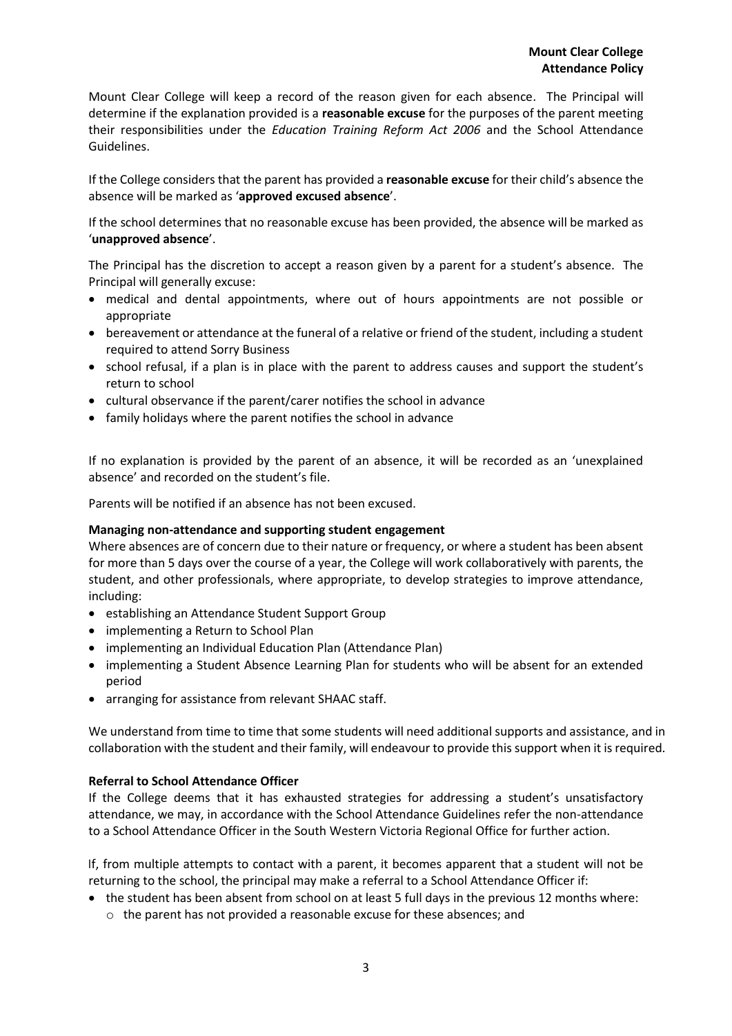Mount Clear College will keep a record of the reason given for each absence. The Principal will determine if the explanation provided is a **reasonable excuse** for the purposes of the parent meeting their responsibilities under the *Education Training Reform Act 2006* and the School Attendance Guidelines.

If the College considers that the parent has provided a **reasonable excuse** for their child's absence the absence will be marked as '**approved excused absence**'.

If the school determines that no reasonable excuse has been provided, the absence will be marked as '**unapproved absence**'.

The Principal has the discretion to accept a reason given by a parent for a student's absence. The Principal will generally excuse:

- medical and dental appointments, where out of hours appointments are not possible or appropriate
- bereavement or attendance at the funeral of a relative or friend of the student, including a student required to attend Sorry Business
- school refusal, if a plan is in place with the parent to address causes and support the student's return to school
- cultural observance if the parent/carer notifies the school in advance
- family holidays where the parent notifies the school in advance

If no explanation is provided by the parent of an absence, it will be recorded as an 'unexplained absence' and recorded on the student's file.

Parents will be notified if an absence has not been excused.

**Managing non-attendance and supporting student engagement**

Where absences are of concern due to their nature or frequency, or where a student has been absent for more than 5 days over the course of a year, the College will work collaboratively with parents, the student, and other professionals, where appropriate, to develop strategies to improve attendance, including:

- establishing an Attendance Student Support Group
- implementing a Return to School Plan
- implementing an Individual Education Plan (Attendance Plan)
- implementing a Student Absence Learning Plan for students who will be absent for an extended period
- arranging for assistance from relevant SHAAC staff.

We understand from time to time that some students will need additional supports and assistance, and in collaboration with the student and their family, will endeavour to provide this support when it is required.

**Referral to School Attendance Officer**

If the College deems that it has exhausted strategies for addressing a student's unsatisfactory attendance, we may, in accordance with the School Attendance Guidelines refer the non-attendance to a School Attendance Officer in the South Western Victoria Regional Office for further action.

If, from multiple attempts to contact with a parent, it becomes apparent that a student will not be returning to the school, the principal may make a referral to a School Attendance Officer if:

- the student has been absent from school on at least 5 full days in the previous 12 months where:
  - the parent has not provided a reasonable excuse for these absences; and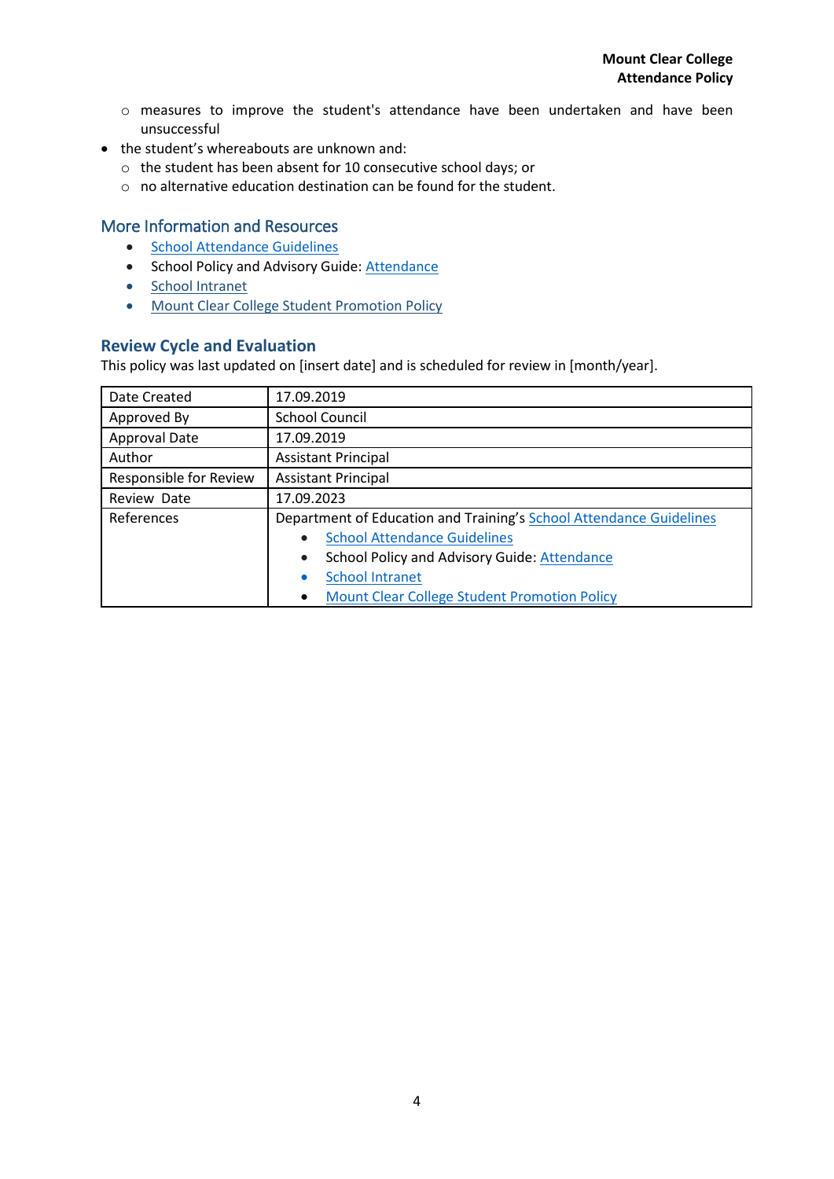- measures to improve the student's attendance have been undertaken and have been unsuccessful
- the student's whereabouts are unknown and:
  - the student has been absent for 10 consecutive school days; or
  - no alternative education destination can be found for the student.

## More Information and Resources

- School Attendance Guidelines
- School Policy and Advisory Guide: Attendance
- School Intranet
- Mount Clear College Student Promotion Policy

## Review Cycle and Evaluation

This policy was last updated on [insert date] and is scheduled for review in [month/year].

| | |
|---|---|
| Date Created | 17.09.2019 |
| Approved By | School Council |
| Approval Date | 17.09.2019 |
| Author | Assistant Principal |
| Responsible for Review | Assistant Principal |
| Review Date | 17.09.2023 |
| References | Department of Education and Training's School Attendance Guidelines<br>• School Attendance Guidelines<br>• School Policy and Advisory Guide: Attendance<br>• School Intranet<br>• Mount Clear College Student Promotion Policy |